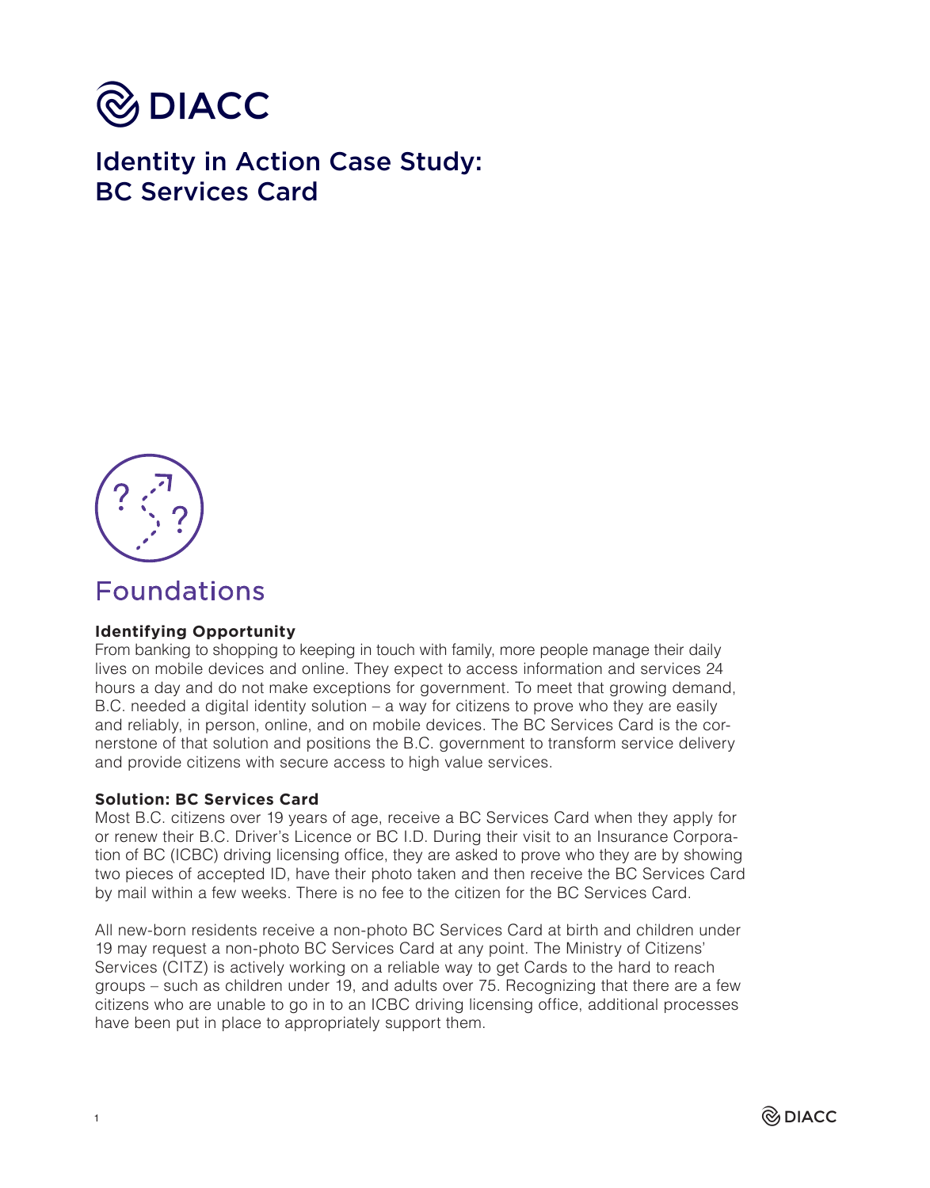# Identity in Action Case Study: BC Services Card

## Foundations

**Identifying Opportunity**

From banking to shopping to keeping in touch with family, more people manage their daily lives on mobile devices and online. They expect to access information and services 24 hours a day and do not make exceptions for government. To meet that growing demand, B.C. needed a digital identity solution – a way for citizens to prove who they are easily and reliably, in person, online, and on mobile devices. The BC Services Card is the cornerstone of that solution and positions the B.C. government to transform service delivery and provide citizens with secure access to high value services.

**Solution: BC Services Card**

Most B.C. citizens over 19 years of age, receive a BC Services Card when they apply for or renew their B.C. Driver's Licence or BC I.D. During their visit to an Insurance Corporation of BC (ICBC) driving licensing office, they are asked to prove who they are by showing two pieces of accepted ID, have their photo taken and then receive the BC Services Card by mail within a few weeks. There is no fee to the citizen for the BC Services Card.

All new-born residents receive a non-photo BC Services Card at birth and children under 19 may request a non-photo BC Services Card at any point. The Ministry of Citizens' Services (CITZ) is actively working on a reliable way to get Cards to the hard to reach groups – such as children under 19, and adults over 75. Recognizing that there are a few citizens who are unable to go in to an ICBC driving licensing office, additional processes have been put in place to appropriately support them.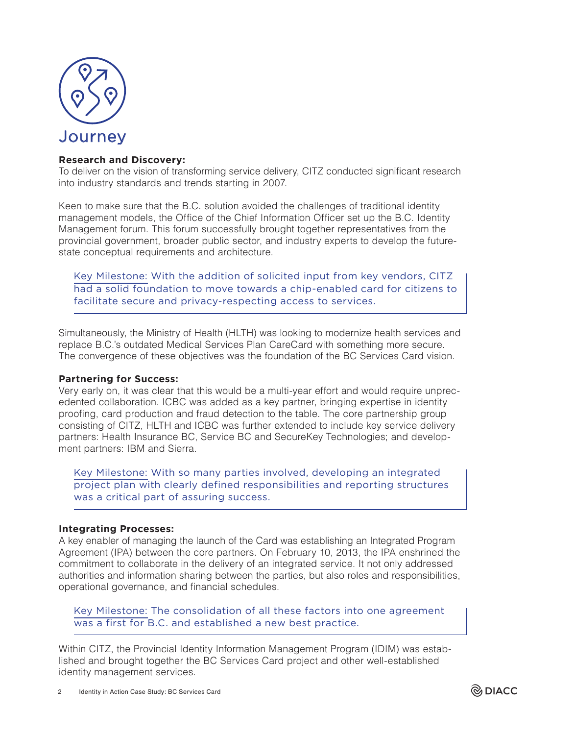# Journey

**Research and Discovery:**
To deliver on the vision of transforming service delivery, CITZ conducted significant research into industry standards and trends starting in 2007.

Keen to make sure that the B.C. solution avoided the challenges of traditional identity management models, the Office of the Chief Information Officer set up the B.C. Identity Management forum. This forum successfully brought together representatives from the provincial government, broader public sector, and industry experts to develop the future-state conceptual requirements and architecture.

> Key Milestone: With the addition of solicited input from key vendors, CITZ had a solid foundation to move towards a chip-enabled card for citizens to facilitate secure and privacy-respecting access to services.

Simultaneously, the Ministry of Health (HLTH) was looking to modernize health services and replace B.C.'s outdated Medical Services Plan CareCard with something more secure. The convergence of these objectives was the foundation of the BC Services Card vision.

**Partnering for Success:**
Very early on, it was clear that this would be a multi-year effort and would require unprecedented collaboration. ICBC was added as a key partner, bringing expertise in identity proofing, card production and fraud detection to the table. The core partnership group consisting of CITZ, HLTH and ICBC was further extended to include key service delivery partners: Health Insurance BC, Service BC and SecureKey Technologies; and development partners: IBM and Sierra.

> Key Milestone: With so many parties involved, developing an integrated project plan with clearly defined responsibilities and reporting structures was a critical part of assuring success.

**Integrating Processes:**
A key enabler of managing the launch of the Card was establishing an Integrated Program Agreement (IPA) between the core partners. On February 10, 2013, the IPA enshrined the commitment to collaborate in the delivery of an integrated service. It not only addressed authorities and information sharing between the parties, but also roles and responsibilities, operational governance, and financial schedules.

> Key Milestone: The consolidation of all these factors into one agreement was a first for B.C. and established a new best practice.

Within CITZ, the Provincial Identity Information Management Program (IDIM) was established and brought together the BC Services Card project and other well-established identity management services.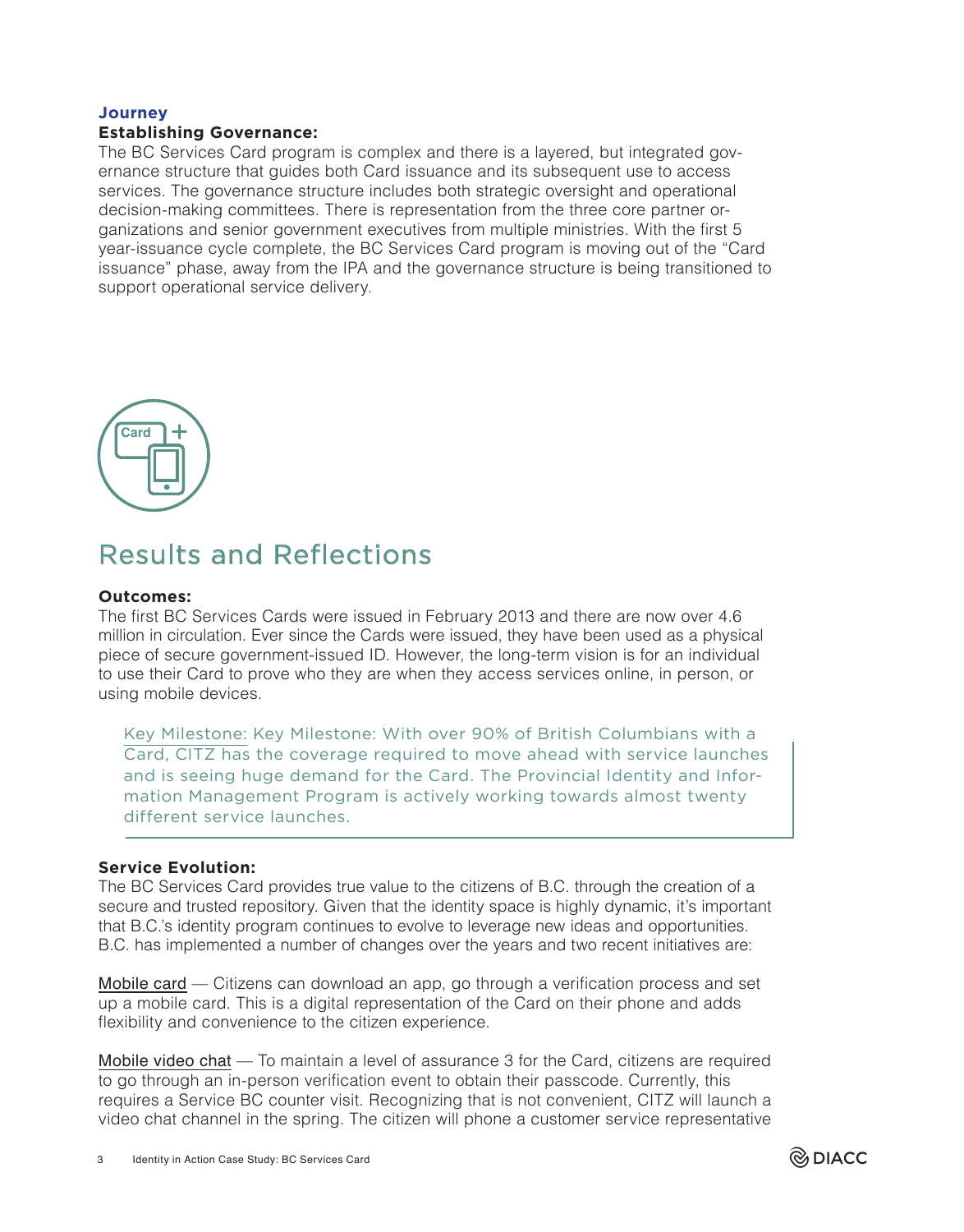**Journey**

**Establishing Governance:**
The BC Services Card program is complex and there is a layered, but integrated governance structure that guides both Card issuance and its subsequent use to access services. The governance structure includes both strategic oversight and operational decision-making committees. There is representation from the three core partner organizations and senior government executives from multiple ministries. With the first 5 year-issuance cycle complete, the BC Services Card program is moving out of the "Card issuance" phase, away from the IPA and the governance structure is being transitioned to support operational service delivery.

## Results and Reflections

**Outcomes:**
The first BC Services Cards were issued in February 2013 and there are now over 4.6 million in circulation. Ever since the Cards were issued, they have been used as a physical piece of secure government-issued ID. However, the long-term vision is for an individual to use their Card to prove who they are when they access services online, in person, or using mobile devices.

> Key Milestone: Key Milestone: With over 90% of British Columbians with a Card, CITZ has the coverage required to move ahead with service launches and is seeing huge demand for the Card. The Provincial Identity and Information Management Program is actively working towards almost twenty different service launches.

**Service Evolution:**
The BC Services Card provides true value to the citizens of B.C. through the creation of a secure and trusted repository. Given that the identity space is highly dynamic, it's important that B.C.'s identity program continues to evolve to leverage new ideas and opportunities. B.C. has implemented a number of changes over the years and two recent initiatives are:

Mobile card — Citizens can download an app, go through a verification process and set up a mobile card. This is a digital representation of the Card on their phone and adds flexibility and convenience to the citizen experience.

Mobile video chat — To maintain a level of assurance 3 for the Card, citizens are required to go through an in-person verification event to obtain their passcode. Currently, this requires a Service BC counter visit. Recognizing that is not convenient, CITZ will launch a video chat channel in the spring. The citizen will phone a customer service representative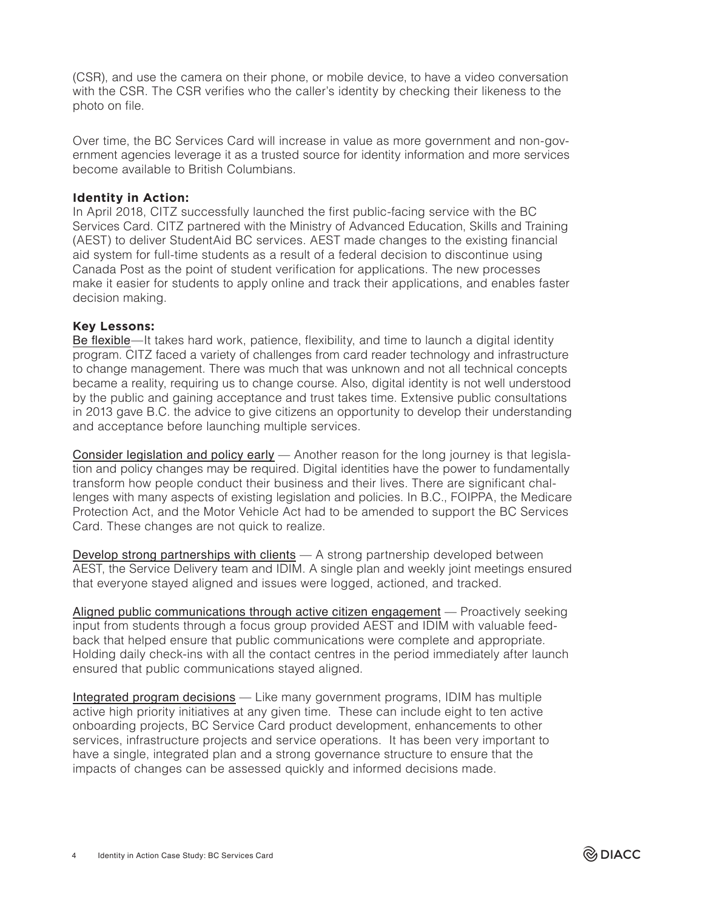(CSR), and use the camera on their phone, or mobile device, to have a video conversation with the CSR. The CSR verifies who the caller's identity by checking their likeness to the photo on file.

Over time, the BC Services Card will increase in value as more government and non-government agencies leverage it as a trusted source for identity information and more services become available to British Columbians.

**Identity in Action:**

In April 2018, CITZ successfully launched the first public-facing service with the BC Services Card. CITZ partnered with the Ministry of Advanced Education, Skills and Training (AEST) to deliver StudentAid BC services. AEST made changes to the existing financial aid system for full-time students as a result of a federal decision to discontinue using Canada Post as the point of student verification for applications. The new processes make it easier for students to apply online and track their applications, and enables faster decision making.

**Key Lessons:**

Be flexible—It takes hard work, patience, flexibility, and time to launch a digital identity program. CITZ faced a variety of challenges from card reader technology and infrastructure to change management. There was much that was unknown and not all technical concepts became a reality, requiring us to change course. Also, digital identity is not well understood by the public and gaining acceptance and trust takes time. Extensive public consultations in 2013 gave B.C. the advice to give citizens an opportunity to develop their understanding and acceptance before launching multiple services.

Consider legislation and policy early — Another reason for the long journey is that legislation and policy changes may be required. Digital identities have the power to fundamentally transform how people conduct their business and their lives. There are significant challenges with many aspects of existing legislation and policies. In B.C., FOIPPA, the Medicare Protection Act, and the Motor Vehicle Act had to be amended to support the BC Services Card. These changes are not quick to realize.

Develop strong partnerships with clients — A strong partnership developed between AEST, the Service Delivery team and IDIM. A single plan and weekly joint meetings ensured that everyone stayed aligned and issues were logged, actioned, and tracked.

Aligned public communications through active citizen engagement — Proactively seeking input from students through a focus group provided AEST and IDIM with valuable feedback that helped ensure that public communications were complete and appropriate. Holding daily check-ins with all the contact centres in the period immediately after launch ensured that public communications stayed aligned.

Integrated program decisions — Like many government programs, IDIM has multiple active high priority initiatives at any given time. These can include eight to ten active onboarding projects, BC Service Card product development, enhancements to other services, infrastructure projects and service operations. It has been very important to have a single, integrated plan and a strong governance structure to ensure that the impacts of changes can be assessed quickly and informed decisions made.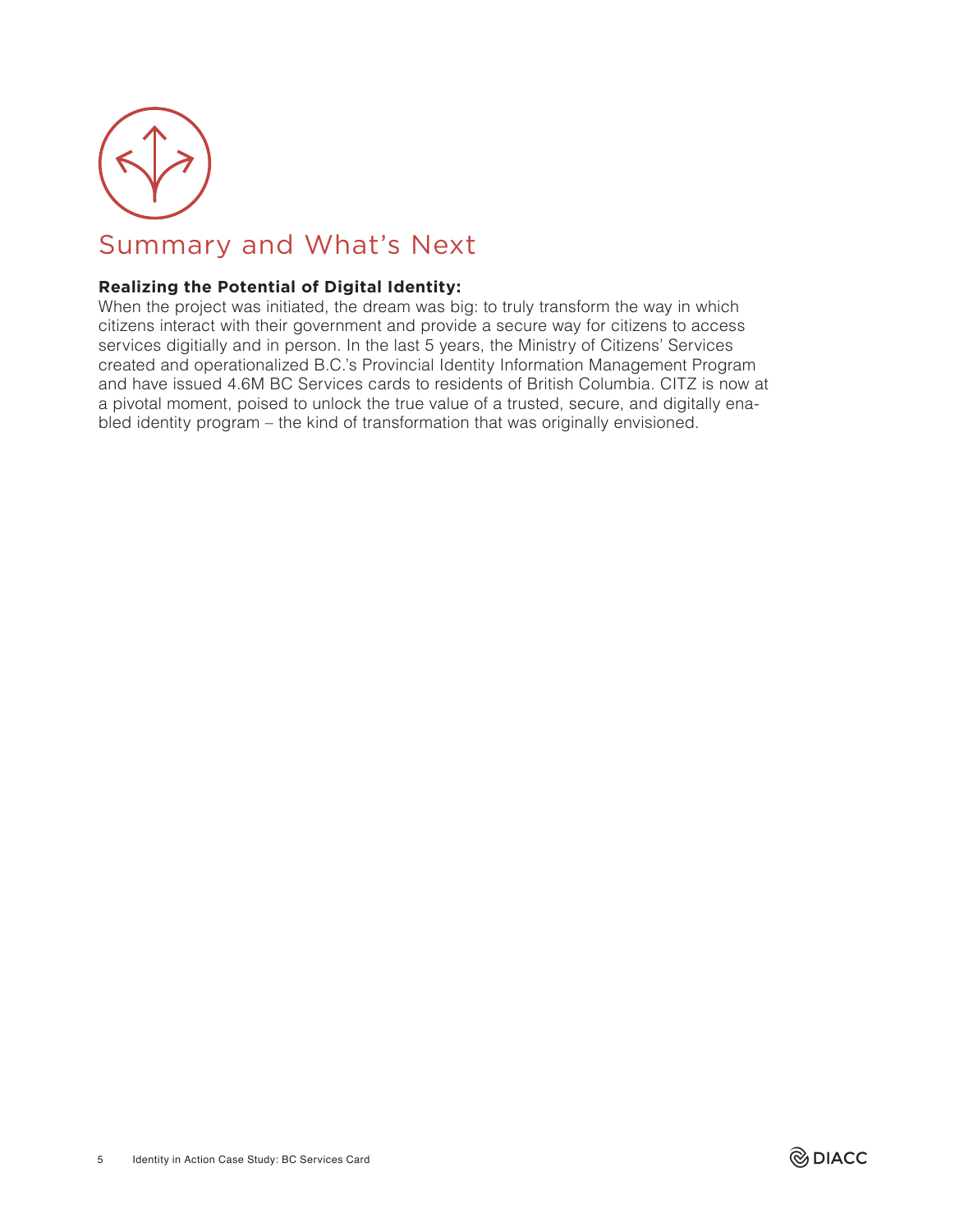# Summary and What's Next

**Realizing the Potential of Digital Identity:**

When the project was initiated, the dream was big: to truly transform the way in which citizens interact with their government and provide a secure way for citizens to access services digitially and in person. In the last 5 years, the Ministry of Citizens' Services created and operationalized B.C.'s Provincial Identity Information Management Program and have issued 4.6M BC Services cards to residents of British Columbia. CITZ is now at a pivotal moment, poised to unlock the true value of a trusted, secure, and digitally enabled identity program – the kind of transformation that was originally envisioned.